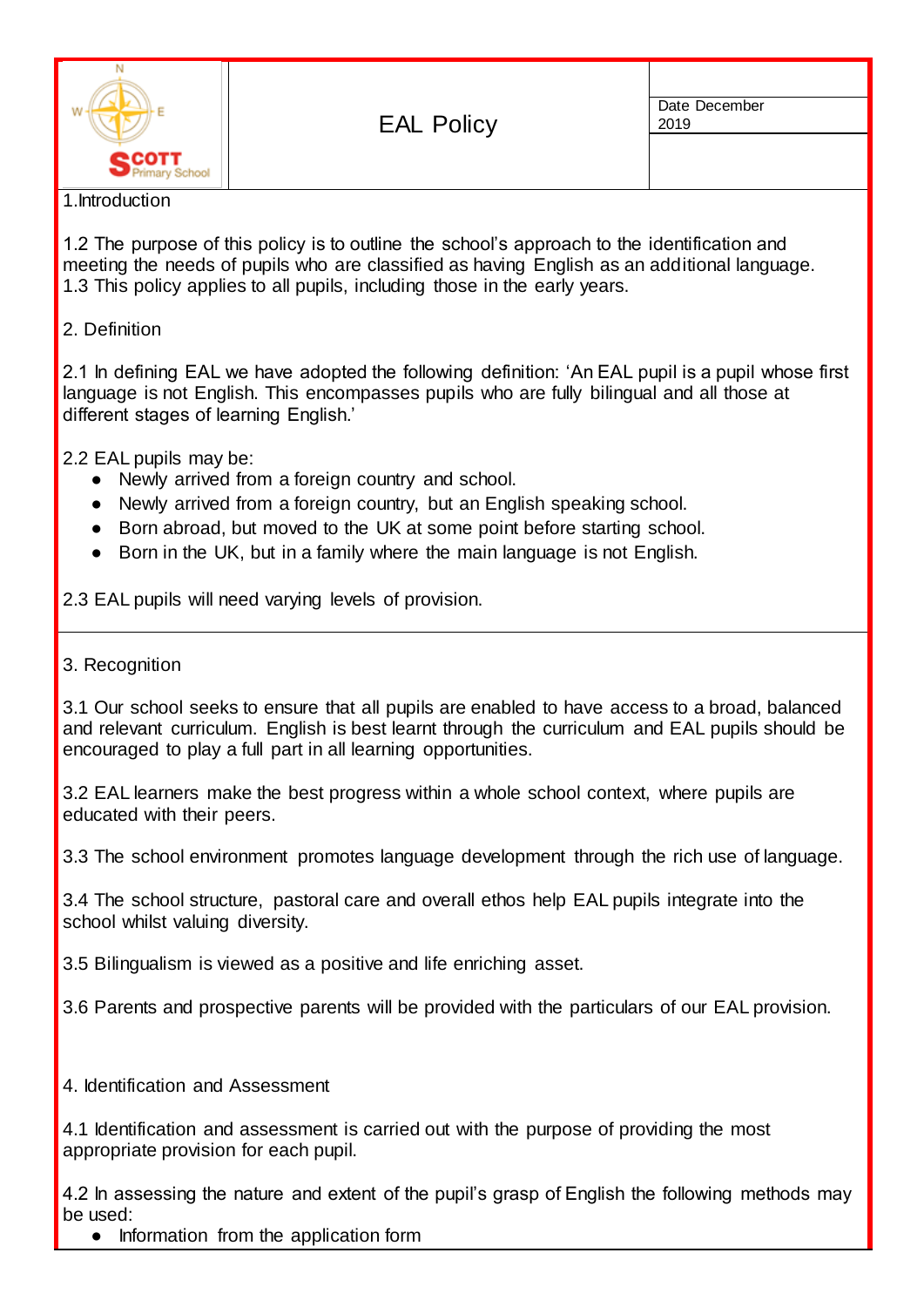| SCOTT Primary School | EAL Policy | Date December 2019 |
|---|---|---|

# EAL Policy

Date December 2019

## 1.Introduction

1.2 The purpose of this policy is to outline the school's approach to the identification and meeting the needs of pupils who are classified as having English as an additional language.
1.3 This policy applies to all pupils, including those in the early years.

## 2. Definition

2.1 In defining EAL we have adopted the following definition: 'An EAL pupil is a pupil whose first language is not English. This encompasses pupils who are fully bilingual and all those at different stages of learning English.'

2.2 EAL pupils may be:

- Newly arrived from a foreign country and school.
- Newly arrived from a foreign country, but an English speaking school.
- Born abroad, but moved to the UK at some point before starting school.
- Born in the UK, but in a family where the main language is not English.

2.3 EAL pupils will need varying levels of provision.

## 3. Recognition

3.1 Our school seeks to ensure that all pupils are enabled to have access to a broad, balanced and relevant curriculum. English is best learnt through the curriculum and EAL pupils should be encouraged to play a full part in all learning opportunities.

3.2 EAL learners make the best progress within a whole school context, where pupils are educated with their peers.

3.3 The school environment promotes language development through the rich use of language.

3.4 The school structure, pastoral care and overall ethos help EAL pupils integrate into the school whilst valuing diversity.

3.5 Bilingualism is viewed as a positive and life enriching asset.

3.6 Parents and prospective parents will be provided with the particulars of our EAL provision.

## 4. Identification and Assessment

4.1 Identification and assessment is carried out with the purpose of providing the most appropriate provision for each pupil.

4.2 In assessing the nature and extent of the pupil's grasp of English the following methods may be used:

- Information from the application form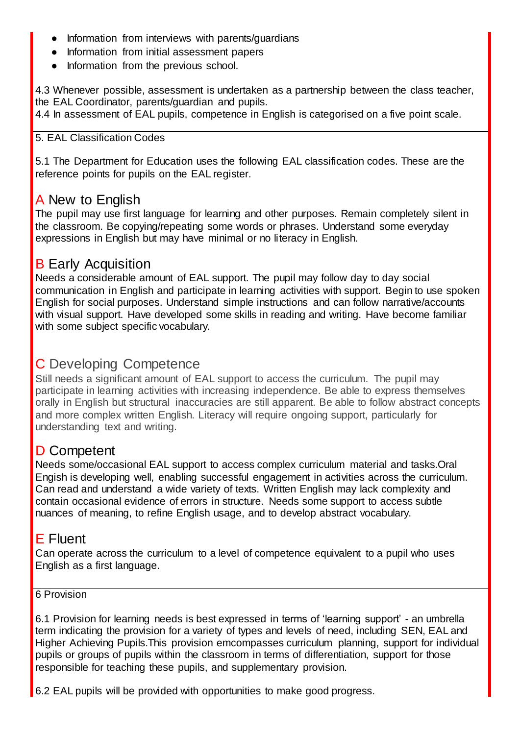- Information from interviews with parents/guardians
- Information from initial assessment papers
- Information from the previous school.

4.3 Whenever possible, assessment is undertaken as a partnership between the class teacher, the EAL Coordinator, parents/guardian and pupils.
4.4 In assessment of EAL pupils, competence in English is categorised on a five point scale.

## 5. EAL Classification Codes

5.1 The Department for Education uses the following EAL classification codes. These are the reference points for pupils on the EAL register.

### A New to English

The pupil may use first language for learning and other purposes. Remain completely silent in the classroom. Be copying/repeating some words or phrases. Understand some everyday expressions in English but may have minimal or no literacy in English.

### B Early Acquisition

Needs a considerable amount of EAL support. The pupil may follow day to day social communication in English and participate in learning activities with support. Begin to use spoken English for social purposes. Understand simple instructions and can follow narrative/accounts with visual support. Have developed some skills in reading and writing. Have become familiar with some subject specific vocabulary.

### C Developing Competence

Still needs a significant amount of EAL support to access the curriculum. The pupil may participate in learning activities with increasing independence. Be able to express themselves orally in English but structural inaccuracies are still apparent. Be able to follow abstract concepts and more complex written English. Literacy will require ongoing support, particularly for understanding text and writing.

### D Competent

Needs some/occasional EAL support to access complex curriculum material and tasks.Oral English is developing well, enabling successful engagement in activities across the curriculum. Can read and understand a wide variety of texts. Written English may lack complexity and contain occasional evidence of errors in structure. Needs some support to access subtle nuances of meaning, to refine English usage, and to develop abstract vocabulary.

### E Fluent

Can operate across the curriculum to a level of competence equivalent to a pupil who uses English as a first language.

## 6 Provision

6.1 Provision for learning needs is best expressed in terms of 'learning support' - an umbrella term indicating the provision for a variety of types and levels of need, including SEN, EAL and Higher Achieving Pupils.This provision emcompasses curriculum planning, support for individual pupils or groups of pupils within the classroom in terms of differentiation, support for those responsible for teaching these pupils, and supplementary provision.

6.2 EAL pupils will be provided with opportunities to make good progress.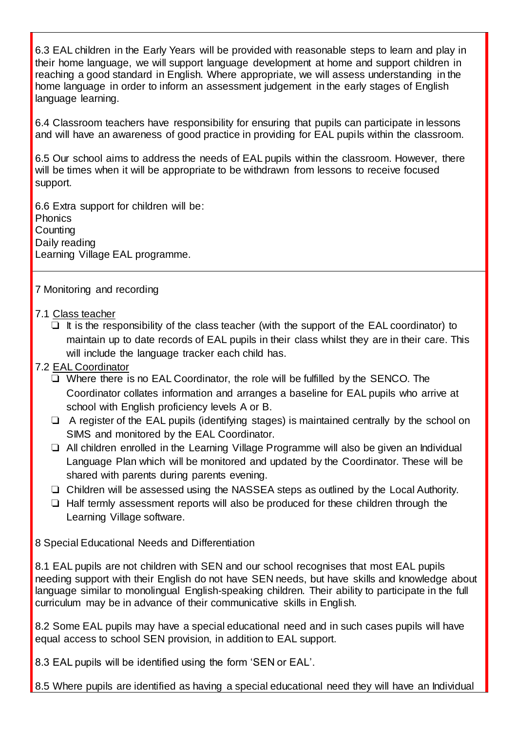6.3 EAL children in the Early Years will be provided with reasonable steps to learn and play in their home language, we will support language development at home and support children in reaching a good standard in English. Where appropriate, we will assess understanding in the home language in order to inform an assessment judgement in the early stages of English language learning.

6.4 Classroom teachers have responsibility for ensuring that pupils can participate in lessons and will have an awareness of good practice in providing for EAL pupils within the classroom.

6.5 Our school aims to address the needs of EAL pupils within the classroom. However, there will be times when it will be appropriate to be withdrawn from lessons to receive focused support.

6.6 Extra support for children will be:
Phonics
Counting
Daily reading
Learning Village EAL programme.

7 Monitoring and recording

7.1 Class teacher

- It is the responsibility of the class teacher (with the support of the EAL coordinator) to maintain up to date records of EAL pupils in their class whilst they are in their care. This will include the language tracker each child has.

7.2 EAL Coordinator

- Where there is no EAL Coordinator, the role will be fulfilled by the SENCO. The Coordinator collates information and arranges a baseline for EAL pupils who arrive at school with English proficiency levels A or B.
- A register of the EAL pupils (identifying stages) is maintained centrally by the school on SIMS and monitored by the EAL Coordinator.
- All children enrolled in the Learning Village Programme will also be given an Individual Language Plan which will be monitored and updated by the Coordinator. These will be shared with parents during parents evening.
- Children will be assessed using the NASSEA steps as outlined by the Local Authority.
- Half termly assessment reports will also be produced for these children through the Learning Village software.

8 Special Educational Needs and Differentiation

8.1 EAL pupils are not children with SEN and our school recognises that most EAL pupils needing support with their English do not have SEN needs, but have skills and knowledge about language similar to monolingual English-speaking children. Their ability to participate in the full curriculum may be in advance of their communicative skills in English.

8.2 Some EAL pupils may have a special educational need and in such cases pupils will have equal access to school SEN provision, in addition to EAL support.

8.3 EAL pupils will be identified using the form 'SEN or EAL'.

8.5 Where pupils are identified as having a special educational need they will have an Individual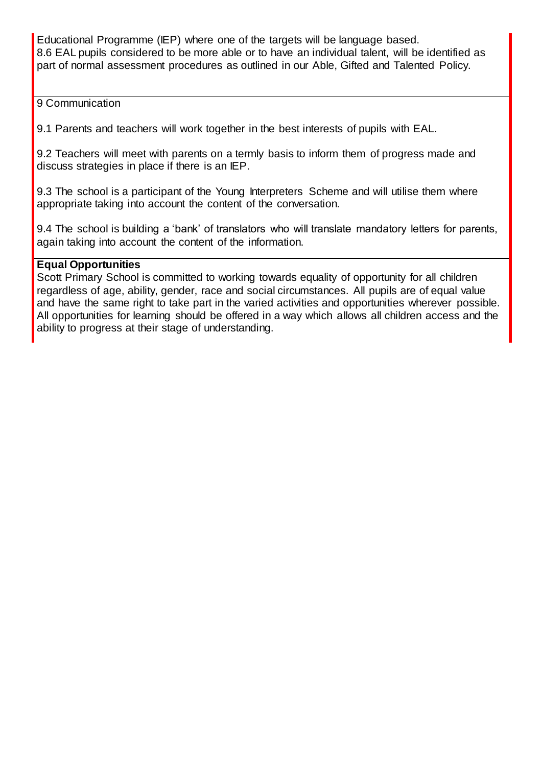Educational Programme (IEP) where one of the targets will be language based.
8.6 EAL pupils considered to be more able or to have an individual talent, will be identified as part of normal assessment procedures as outlined in our Able, Gifted and Talented Policy.

9 Communication

9.1 Parents and teachers will work together in the best interests of pupils with EAL.

9.2 Teachers will meet with parents on a termly basis to inform them of progress made and discuss strategies in place if there is an IEP.

9.3 The school is a participant of the Young Interpreters Scheme and will utilise them where appropriate taking into account the content of the conversation.

9.4 The school is building a 'bank' of translators who will translate mandatory letters for parents, again taking into account the content of the information.

**Equal Opportunities**

Scott Primary School is committed to working towards equality of opportunity for all children regardless of age, ability, gender, race and social circumstances. All pupils are of equal value and have the same right to take part in the varied activities and opportunities wherever possible. All opportunities for learning should be offered in a way which allows all children access and the ability to progress at their stage of understanding.